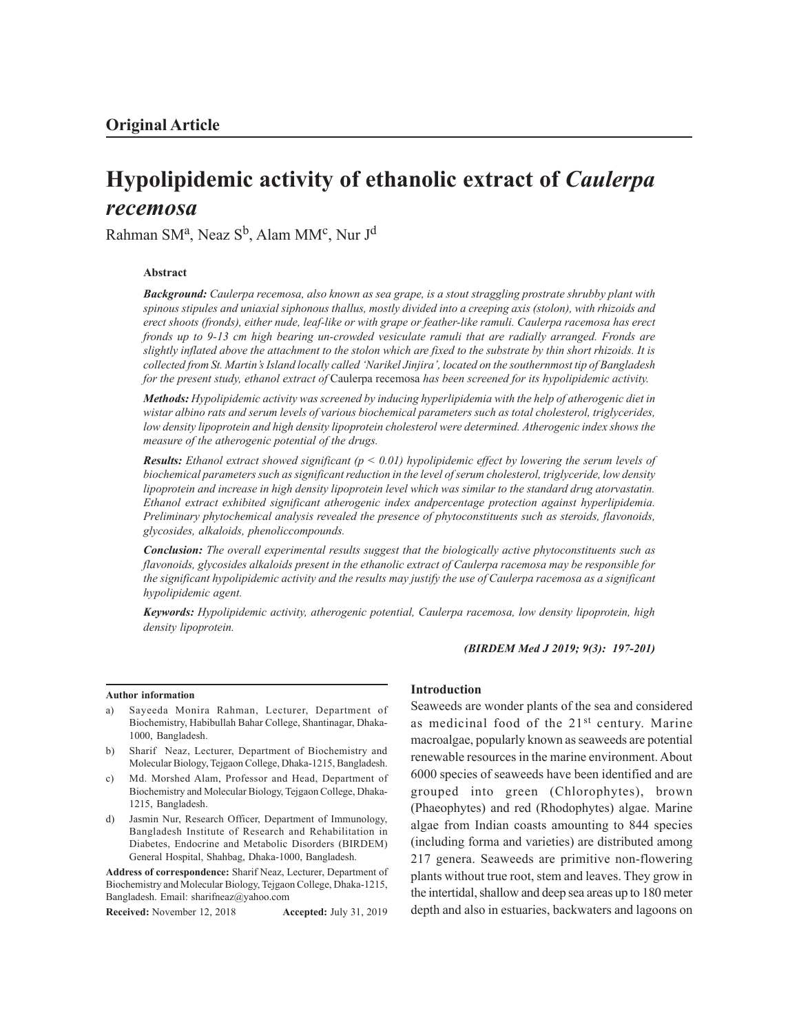**Original Article**

# Hypolipidemic activity of ethanolic extract of *Caulerpa recemosa*

Rahman SM[a], Neaz S[b], Alam MM[c], Nur J[d]

### Abstract

***Background:*** *Caulerpa recemosa, also known as sea grape, is a stout straggling prostrate shrubby plant with spinous stipules and uniaxial siphonous thallus, mostly divided into a creeping axis (stolon), with rhizoids and erect shoots (fronds), either nude, leaf-like or with grape or feather-like ramuli. Caulerpa racemosa has erect fronds up to 9-13 cm high bearing un-crowded vesiculate ramuli that are radially arranged. Fronds are slightly inflated above the attachment to the stolon which are fixed to the substrate by thin short rhizoids. It is collected from St. Martin's Island locally called 'Narikel Jinjira', located on the southernmost tip of Bangladesh for the present study, ethanol extract of* Caulerpa recemosa *has been screened for its hypolipidemic activity.*

***Methods:*** *Hypolipidemic activity was screened by inducing hyperlipidemia with the help of atherogenic diet in wistar albino rats and serum levels of various biochemical parameters such as total cholesterol, triglycerides, low density lipoprotein and high density lipoprotein cholesterol were determined. Atherogenic index shows the measure of the atherogenic potential of the drugs.*

***Results:*** *Ethanol extract showed significant ($p < 0.01$) hypolipidemic effect by lowering the serum levels of biochemical parameters such as significant reduction in the level of serum cholesterol, triglyceride, low density lipoprotein and increase in high density lipoprotein level which was similar to the standard drug atorvastatin. Ethanol extract exhibited significant atherogenic index andpercentage protection against hyperlipidemia. Preliminary phytochemical analysis revealed the presence of phytoconstituents such as steroids, flavonoids, glycosides, alkaloids, phenoliccompounds.*

***Conclusion:*** *The overall experimental results suggest that the biologically active phytoconstituents such as flavonoids, glycosides alkaloids present in the ethanolic extract of Caulerpa racemosa may be responsible for the significant hypolipidemic activity and the results may justify the use of Caulerpa racemosa as a significant hypolipidemic agent.*

***Keywords:*** *Hypolipidemic activity, atherogenic potential, Caulerpa racemosa, low density lipoprotein, high density lipoprotein.*

***(BIRDEM Med J 2019; 9(3): 197-201)***

**Author information**

a) Sayeeda Monira Rahman, Lecturer, Department of Biochemistry, Habibullah Bahar College, Shantinagar, Dhaka-1000, Bangladesh.

b) Sharif Neaz, Lecturer, Department of Biochemistry and Molecular Biology, Tejgaon College, Dhaka-1215, Bangladesh.

c) Md. Morshed Alam, Professor and Head, Department of Biochemistry and Molecular Biology, Tejgaon College, Dhaka-1215, Bangladesh.

d) Jasmin Nur, Research Officer, Department of Immunology, Bangladesh Institute of Research and Rehabilitation in Diabetes, Endocrine and Metabolic Disorders (BIRDEM) General Hospital, Shahbag, Dhaka-1000, Bangladesh.

**Address of correspondence:** Sharif Neaz, Lecturer, Department of Biochemistry and Molecular Biology, Tejgaon College, Dhaka-1215, Bangladesh. Email: sharifneaz@yahoo.com

**Received:** November 12, 2018 **Accepted:** July 31, 2019

## Introduction

Seaweeds are wonder plants of the sea and considered as medicinal food of the 21st century. Marine macroalgae, popularly known as seaweeds are potential renewable resources in the marine environment. About 6000 species of seaweeds have been identified and are grouped into green (Chlorophytes), brown (Phaeophytes) and red (Rhodophytes) algae. Marine algae from Indian coasts amounting to 844 species (including forma and varieties) are distributed among 217 genera. Seaweeds are primitive non-flowering plants without true root, stem and leaves. They grow in the intertidal, shallow and deep sea areas up to 180 meter depth and also in estuaries, backwaters and lagoons on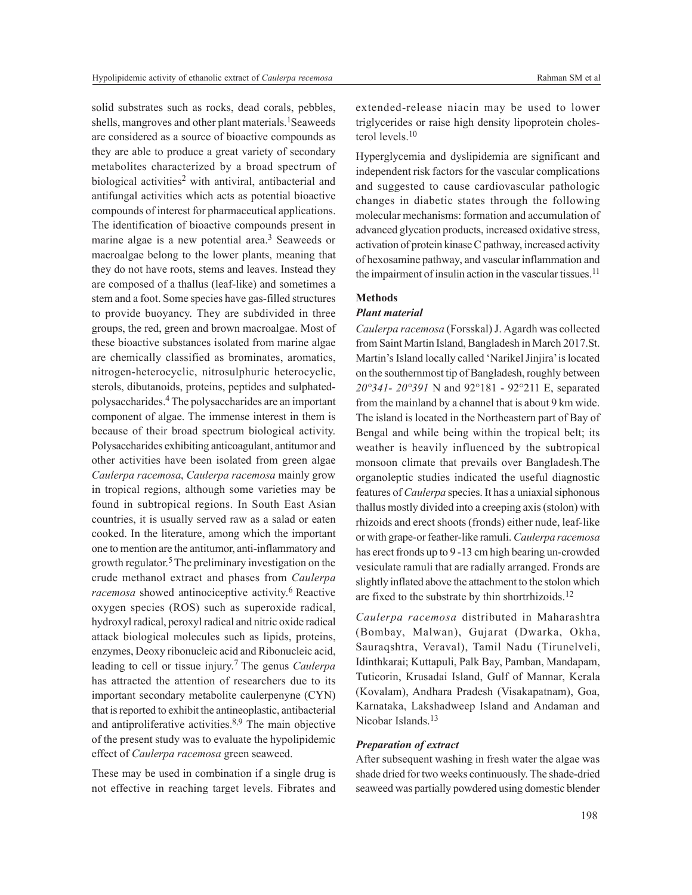solid substrates such as rocks, dead corals, pebbles, shells, mangroves and other plant materials.[1]Seaweeds are considered as a source of bioactive compounds as they are able to produce a great variety of secondary metabolites characterized by a broad spectrum of biological activities[2] with antiviral, antibacterial and antifungal activities which acts as potential bioactive compounds of interest for pharmaceutical applications. The identification of bioactive compounds present in marine algae is a new potential area.[3] Seaweeds or macroalgae belong to the lower plants, meaning that they do not have roots, stems and leaves. Instead they are composed of a thallus (leaf-like) and sometimes a stem and a foot. Some species have gas-filled structures to provide buoyancy. They are subdivided in three groups, the red, green and brown macroalgae. Most of these bioactive substances isolated from marine algae are chemically classified as brominates, aromatics, nitrogen-heterocyclic, nitrosulphuric heterocyclic, sterols, dibutanoids, proteins, peptides and sulphated-polysaccharides.[4] The polysaccharides are an important component of algae. The immense interest in them is because of their broad spectrum biological activity. Polysaccharides exhibiting anticoagulant, antitumor and other activities have been isolated from green algae *Caulerpa racemosa*, *Caulerpa racemosa* mainly grow in tropical regions, although some varieties may be found in subtropical regions. In South East Asian countries, it is usually served raw as a salad or eaten cooked. In the literature, among which the important one to mention are the antitumor, anti-inflammatory and growth regulator.[5] The preliminary investigation on the crude methanol extract and phases from *Caulerpa racemosa* showed antinociceptive activity.[6] Reactive oxygen species (ROS) such as superoxide radical, hydroxyl radical, peroxyl radical and nitric oxide radical attack biological molecules such as lipids, proteins, enzymes, Deoxy ribonucleic acid and Ribonucleic acid, leading to cell or tissue injury.[7] The genus *Caulerpa* has attracted the attention of researchers due to its important secondary metabolite caulerpenyne (CYN) that is reported to exhibit the antineoplastic, antibacterial and antiproliferative activities.[8,9] The main objective of the present study was to evaluate the hypolipidemic effect of *Caulerpa racemosa* green seaweed.

These may be used in combination if a single drug is not effective in reaching target levels. Fibrates and extended-release niacin may be used to lower triglycerides or raise high density lipoprotein cholesterol levels.[10]

Hyperglycemia and dyslipidemia are significant and independent risk factors for the vascular complications and suggested to cause cardiovascular pathologic changes in diabetic states through the following molecular mechanisms: formation and accumulation of advanced glycation products, increased oxidative stress, activation of protein kinase C pathway, increased activity of hexosamine pathway, and vascular inflammation and the impairment of insulin action in the vascular tissues.[11]

## Methods

### *Plant material*

*Caulerpa racemosa* (Forsskal) J. Agardh was collected from Saint Martin Island, Bangladesh in March 2017.St. Martin's Island locally called 'Narikel Jinjira' is located on the southernmost tip of Bangladesh, roughly between *20°341- 20°391* N and 92°181 - 92°211 E, separated from the mainland by a channel that is about 9 km wide. The island is located in the Northeastern part of Bay of Bengal and while being within the tropical belt; its weather is heavily influenced by the subtropical monsoon climate that prevails over Bangladesh.The organoleptic studies indicated the useful diagnostic features of *Caulerpa* species. It has a uniaxial siphonous thallus mostly divided into a creeping axis (stolon) with rhizoids and erect shoots (fronds) either nude, leaf-like or with grape-or feather-like ramuli. *Caulerpa racemosa* has erect fronds up to 9 -13 cm high bearing un-crowded vesiculate ramuli that are radially arranged. Fronds are slightly inflated above the attachment to the stolon which are fixed to the substrate by thin shortrhizoids.[12]

*Caulerpa racemosa* distributed in Maharashtra (Bombay, Malwan), Gujarat (Dwarka, Okha, Sauraqshtra, Veraval), Tamil Nadu (Tirunelveli, Idinthkarai; Kuttapuli, Palk Bay, Pamban, Mandapam, Tuticorin, Krusadai Island, Gulf of Mannar, Kerala (Kovalam), Andhara Pradesh (Visakapatnam), Goa, Karnataka, Lakshadweep Island and Andaman and Nicobar Islands.[13]

### *Preparation of extract*

After subsequent washing in fresh water the algae was shade dried for two weeks continuously. The shade-dried seaweed was partially powdered using domestic blender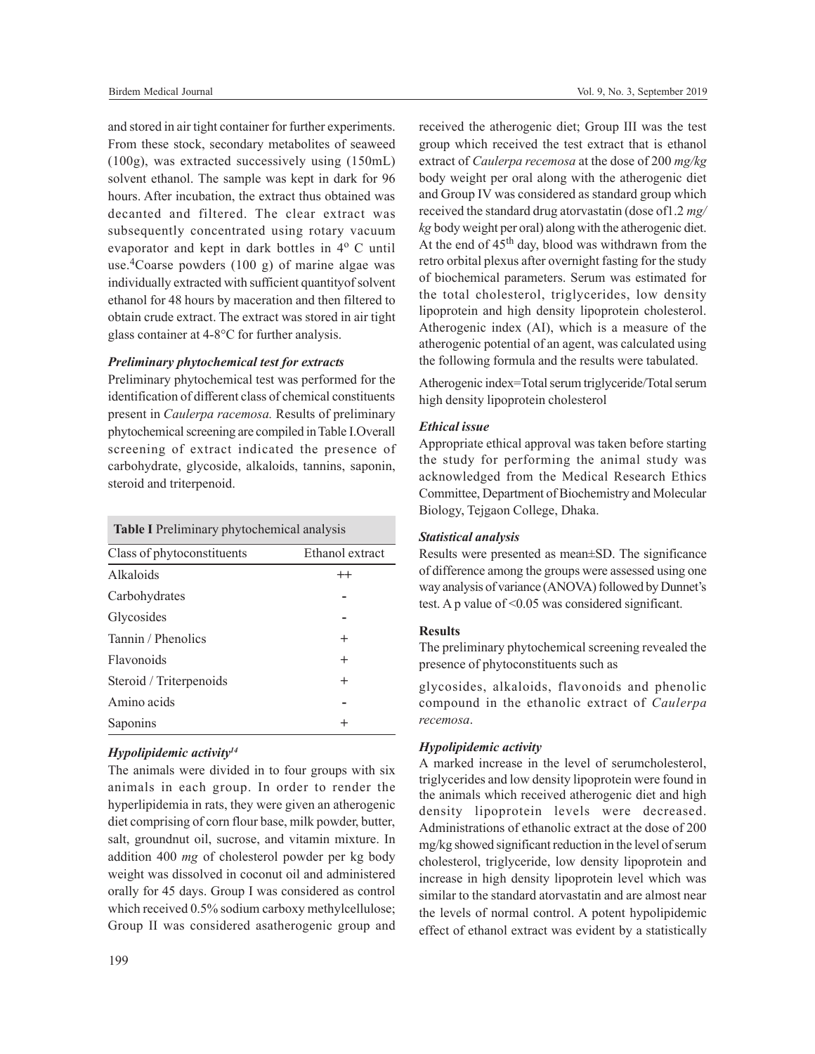and stored in air tight container for further experiments. From these stock, secondary metabolites of seaweed (100g), was extracted successively using (150mL) solvent ethanol. The sample was kept in dark for 96 hours. After incubation, the extract thus obtained was decanted and filtered. The clear extract was subsequently concentrated using rotary vacuum evaporator and kept in dark bottles in 4º C until use.[4]Coarse powders (100 g) of marine algae was individually extracted with sufficient quantityof solvent ethanol for 48 hours by maceration and then filtered to obtain crude extract. The extract was stored in air tight glass container at 4-8°C for further analysis.

***Preliminary phytochemical test for extracts***

Preliminary phytochemical test was performed for the identification of different class of chemical constituents present in *Caulerpa racemosa.* Results of preliminary phytochemical screening are compiled in Table I.Overall screening of extract indicated the presence of carbohydrate, glycoside, alkaloids, tannins, saponin, steroid and triterpenoid.

**Table I** Preliminary phytochemical analysis

| Class of phytoconstituents | Ethanol extract |
|---|---|
| Alkaloids | ++ |
| Carbohydrates | - |
| Glycosides | - |
| Tannin / Phenolics | + |
| Flavonoids | + |
| Steroid / Triterpenoids | + |
| Amino acids | - |
| Saponins | + |

***Hypolipidemic activity[14]***

The animals were divided in to four groups with six animals in each group. In order to render the hyperlipidemia in rats, they were given an atherogenic diet comprising of corn flour base, milk powder, butter, salt, groundnut oil, sucrose, and vitamin mixture. In addition 400 *mg* of cholesterol powder per kg body weight was dissolved in coconut oil and administered orally for 45 days. Group I was considered as control which received 0.5% sodium carboxy methylcellulose; Group II was considered asatherogenic group and received the atherogenic diet; Group III was the test group which received the test extract that is ethanol extract of *Caulerpa recemosa* at the dose of 200 *mg/kg* body weight per oral along with the atherogenic diet and Group IV was considered as standard group which received the standard drug atorvastatin (dose of1.2 *mg/kg* body weight per oral) along with the atherogenic diet. At the end of 45[th] day, blood was withdrawn from the retro orbital plexus after overnight fasting for the study of biochemical parameters. Serum was estimated for the total cholesterol, triglycerides, low density lipoprotein and high density lipoprotein cholesterol. Atherogenic index (AI), which is a measure of the atherogenic potential of an agent, was calculated using the following formula and the results were tabulated.

Atherogenic index=Total serum triglyceride/Total serum high density lipoprotein cholesterol

***Ethical issue***

Appropriate ethical approval was taken before starting the study for performing the animal study was acknowledged from the Medical Research Ethics Committee, Department of Biochemistry and Molecular Biology, Tejgaon College, Dhaka.

***Statistical analysis***

Results were presented as mean±SD. The significance of difference among the groups were assessed using one way analysis of variance (ANOVA) followed by Dunnet's test. A p value of <0.05 was considered significant.

**Results**

The preliminary phytochemical screening revealed the presence of phytoconstituents such as glycosides, alkaloids, flavonoids and phenolic compound in the ethanolic extract of *Caulerpa recemosa*.

***Hypolipidemic activity***

A marked increase in the level of serumcholesterol, triglycerides and low density lipoprotein were found in the animals which received atherogenic diet and high density lipoprotein levels were decreased. Administrations of ethanolic extract at the dose of 200 mg/kg showed significant reduction in the level of serum cholesterol, triglyceride, low density lipoprotein and increase in high density lipoprotein level which was similar to the standard atorvastatin and are almost near the levels of normal control. A potent hypolipidemic effect of ethanol extract was evident by a statistically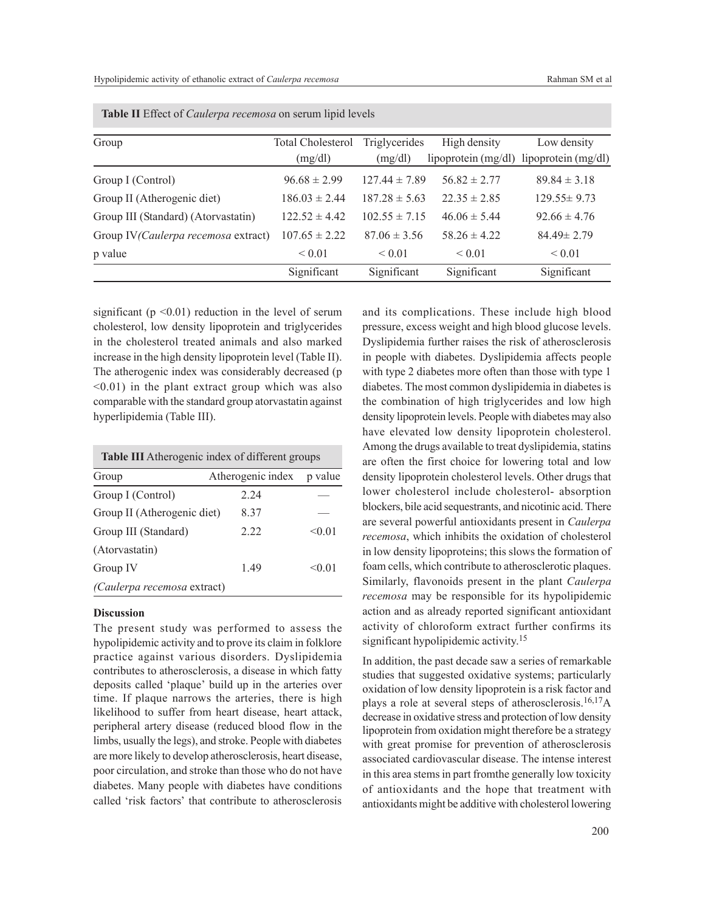**Table II** Effect of *Caulerpa recemosa* on serum lipid levels

| Group | Total Cholesterol (mg/dl) | Triglycerides (mg/dl) | High density lipoprotein (mg/dl) | Low density lipoprotein (mg/dl) |
|---|---|---|---|---|
| Group I (Control) | 96.68 ± 2.99 | 127.44 ± 7.89 | 56.82 ± 2.77 | 89.84 ± 3.18 |
| Group II (Atherogenic diet) | 186.03 ± 2.44 | 187.28 ± 5.63 | 22.35 ± 2.85 | 129.55± 9.73 |
| Group III (Standard) (Atorvastatin) | 122.52 ± 4.42 | 102.55 ± 7.15 | 46.06 ± 5.44 | 92.66 ± 4.76 |
| Group IV(*Caulerpa recemosa* extract) | 107.65 ± 2.22 | 87.06 ± 3.56 | 58.26 ± 4.22 | 84.49± 2.79 |
| p value | < 0.01 | < 0.01 | < 0.01 | < 0.01 |
| | Significant | Significant | Significant | Significant |

significant ($p < 0.01$) reduction in the level of serum cholesterol, low density lipoprotein and triglycerides in the cholesterol treated animals and also marked increase in the high density lipoprotein level (Table II). The atherogenic index was considerably decreased ($p < 0.01$) in the plant extract group which was also comparable with the standard group atorvastatin against hyperlipidemia (Table III).

**Table III** Atherogenic index of different groups

| Group | Atherogenic index | p value |
|---|---|---|
| Group I (Control) | 2.24 | — |
| Group II (Atherogenic diet) | 8.37 | — |
| Group III (Standard) (Atorvastatin) | 2.22 | <0.01 |
| Group IV (*Caulerpa recemosa* extract) | 1.49 | <0.01 |

**Discussion**

The present study was performed to assess the hypolipidemic activity and to prove its claim in folklore practice against various disorders. Dyslipidemia contributes to atherosclerosis, a disease in which fatty deposits called 'plaque' build up in the arteries over time. If plaque narrows the arteries, there is high likelihood to suffer from heart disease, heart attack, peripheral artery disease (reduced blood flow in the limbs, usually the legs), and stroke. People with diabetes are more likely to develop atherosclerosis, heart disease, poor circulation, and stroke than those who do not have diabetes. Many people with diabetes have conditions called 'risk factors' that contribute to atherosclerosis and its complications. These include high blood pressure, excess weight and high blood glucose levels. Dyslipidemia further raises the risk of atherosclerosis in people with diabetes. Dyslipidemia affects people with type 2 diabetes more often than those with type 1 diabetes. The most common dyslipidemia in diabetes is the combination of high triglycerides and low high density lipoprotein levels. People with diabetes may also have elevated low density lipoprotein cholesterol. Among the drugs available to treat dyslipidemia, statins are often the first choice for lowering total and low density lipoprotein cholesterol levels. Other drugs that lower cholesterol include cholesterol- absorption blockers, bile acid sequestrants, and nicotinic acid. There are several powerful antioxidants present in *Caulerpa recemosa*, which inhibits the oxidation of cholesterol in low density lipoproteins; this slows the formation of foam cells, which contribute to atherosclerotic plaques. Similarly, flavonoids present in the plant *Caulerpa recemosa* may be responsible for its hypolipidemic action and as already reported significant antioxidant activity of chloroform extract further confirms its significant hypolipidemic activity.[15]

In addition, the past decade saw a series of remarkable studies that suggested oxidative systems; particularly oxidation of low density lipoprotein is a risk factor and plays a role at several steps of atherosclerosis.[16,17] A decrease in oxidative stress and protection of low density lipoprotein from oxidation might therefore be a strategy with great promise for prevention of atherosclerosis associated cardiovascular disease. The intense interest in this area stems in part fromthe generally low toxicity of antioxidants and the hope that treatment with antioxidants might be additive with cholesterol lowering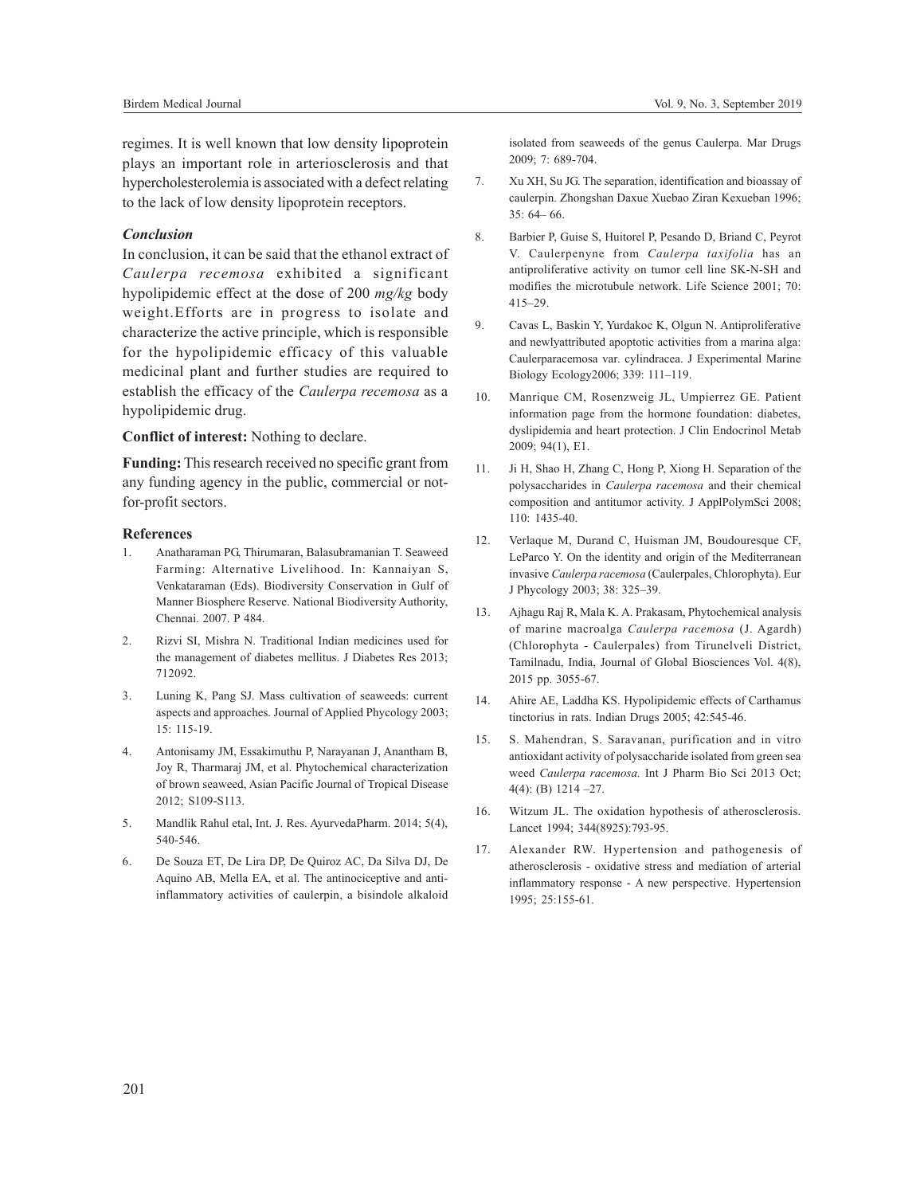regimes. It is well known that low density lipoprotein plays an important role in arteriosclerosis and that hypercholesterolemia is associated with a defect relating to the lack of low density lipoprotein receptors.

### *Conclusion*

In conclusion, it can be said that the ethanol extract of *Caulerpa recemosa* exhibited a significant hypolipidemic effect at the dose of 200 *mg/kg* body weight.Efforts are in progress to isolate and characterize the active principle, which is responsible for the hypolipidemic efficacy of this valuable medicinal plant and further studies are required to establish the efficacy of the *Caulerpa recemosa* as a hypolipidemic drug.

**Conflict of interest:** Nothing to declare.

**Funding:** This research received no specific grant from any funding agency in the public, commercial or not-for-profit sectors.

### References

1. Anatharaman PG, Thirumaran, Balasubramanian T. Seaweed Farming: Alternative Livelihood. In: Kannaiyan S, Venkataraman (Eds). Biodiversity Conservation in Gulf of Manner Biosphere Reserve. National Biodiversity Authority, Chennai. 2007. P 484.
2. Rizvi SI, Mishra N. Traditional Indian medicines used for the management of diabetes mellitus. J Diabetes Res 2013; 712092.
3. Luning K, Pang SJ. Mass cultivation of seaweeds: current aspects and approaches. Journal of Applied Phycology 2003; 15: 115-19.
4. Antonisamy JM, Essakimuthu P, Narayanan J, Anantham B, Joy R, Tharmaraj JM, et al. Phytochemical characterization of brown seaweed, Asian Pacific Journal of Tropical Disease 2012; S109-S113.
5. Mandlik Rahul etal, Int. J. Res. AyurvedaPharm. 2014; 5(4), 540-546.
6. De Souza ET, De Lira DP, De Quiroz AC, Da Silva DJ, De Aquino AB, Mella EA, et al. The antinociceptive and anti-inflammatory activities of caulerpin, a bisindole alkaloid isolated from seaweeds of the genus Caulerpa. Mar Drugs 2009; 7: 689-704.
7. Xu XH, Su JG. The separation, identification and bioassay of caulerpin. Zhongshan Daxue Xuebao Ziran Kexueban 1996; 35: 64– 66.
8. Barbier P, Guise S, Huitorel P, Pesando D, Briand C, Peyrot V. Caulerpenyne from *Caulerpa taxifolia* has an antiproliferative activity on tumor cell line SK-N-SH and modifies the microtubule network. Life Science 2001; 70: 415–29.
9. Cavas L, Baskin Y, Yurdakoc K, Olgun N. Antiproliferative and newlyattributed apoptotic activities from a marina alga: Caulerparacemosa var. cylindracea. J Experimental Marine Biology Ecology2006; 339: 111–119.
10. Manrique CM, Rosenzweig JL, Umpierrez GE. Patient information page from the hormone foundation: diabetes, dyslipidemia and heart protection. J Clin Endocrinol Metab 2009; 94(1), E1.
11. Ji H, Shao H, Zhang C, Hong P, Xiong H. Separation of the polysaccharides in *Caulerpa racemosa* and their chemical composition and antitumor activity. J ApplPolymSci 2008; 110: 1435-40.
12. Verlaque M, Durand C, Huisman JM, Boudouresque CF, LeParco Y. On the identity and origin of the Mediterranean invasive *Caulerpa racemosa* (Caulerpales, Chlorophyta). Eur J Phycology 2003; 38: 325–39.
13. Ajhagu Raj R, Mala K. A. Prakasam, Phytochemical analysis of marine macroalga *Caulerpa racemosa* (J. Agardh) (Chlorophyta - Caulerpales) from Tirunelveli District, Tamilnadu, India, Journal of Global Biosciences Vol. 4(8), 2015 pp. 3055-67.
14. Ahire AE, Laddha KS. Hypolipidemic effects of Carthamus tinctorius in rats. Indian Drugs 2005; 42:545-46.
15. S. Mahendran, S. Saravanan, purification and in vitro antioxidant activity of polysaccharide isolated from green sea weed *Caulerpa racemosa.* Int J Pharm Bio Sci 2013 Oct; 4(4): (B) 1214 –27.
16. Witzum JL. The oxidation hypothesis of atherosclerosis. Lancet 1994; 344(8925):793-95.
17. Alexander RW. Hypertension and pathogenesis of atherosclerosis - oxidative stress and mediation of arterial inflammatory response - A new perspective. Hypertension 1995; 25:155-61.